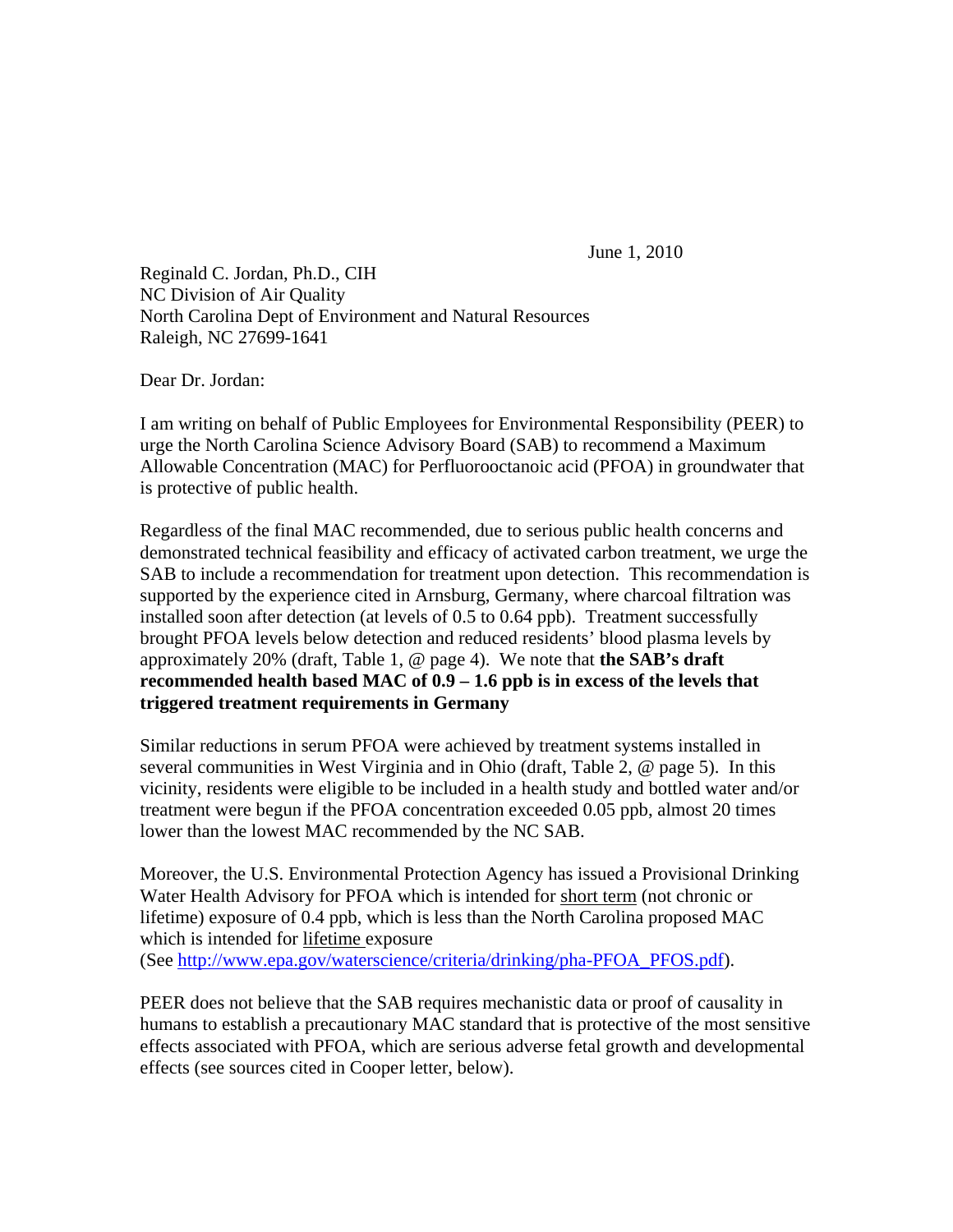June 1, 2010

Reginald C. Jordan, Ph.D., CIH
NC Division of Air Quality
North Carolina Dept of Environment and Natural Resources
Raleigh, NC 27699-1641

Dear Dr. Jordan:

I am writing on behalf of Public Employees for Environmental Responsibility (PEER) to urge the North Carolina Science Advisory Board (SAB) to recommend a Maximum Allowable Concentration (MAC) for Perfluorooctanoic acid (PFOA) in groundwater that is protective of public health.

Regardless of the final MAC recommended, due to serious public health concerns and demonstrated technical feasibility and efficacy of activated carbon treatment, we urge the SAB to include a recommendation for treatment upon detection. This recommendation is supported by the experience cited in Arnsburg, Germany, where charcoal filtration was installed soon after detection (at levels of 0.5 to 0.64 ppb). Treatment successfully brought PFOA levels below detection and reduced residents' blood plasma levels by approximately 20% (draft, Table 1, @ page 4). We note that **the SAB's draft recommended health based MAC of 0.9 – 1.6 ppb is in excess of the levels that triggered treatment requirements in Germany**

Similar reductions in serum PFOA were achieved by treatment systems installed in several communities in West Virginia and in Ohio (draft, Table 2, @ page 5). In this vicinity, residents were eligible to be included in a health study and bottled water and/or treatment were begun if the PFOA concentration exceeded 0.05 ppb, almost 20 times lower than the lowest MAC recommended by the NC SAB.

Moreover, the U.S. Environmental Protection Agency has issued a Provisional Drinking Water Health Advisory for PFOA which is intended for <u>short term</u> (not chronic or lifetime) exposure of 0.4 ppb, which is less than the North Carolina proposed MAC which is intended for <u>lifetime</u> exposure
(See http://www.epa.gov/waterscience/criteria/drinking/pha-PFOA_PFOS.pdf).

PEER does not believe that the SAB requires mechanistic data or proof of causality in humans to establish a precautionary MAC standard that is protective of the most sensitive effects associated with PFOA, which are serious adverse fetal growth and developmental effects (see sources cited in Cooper letter, below).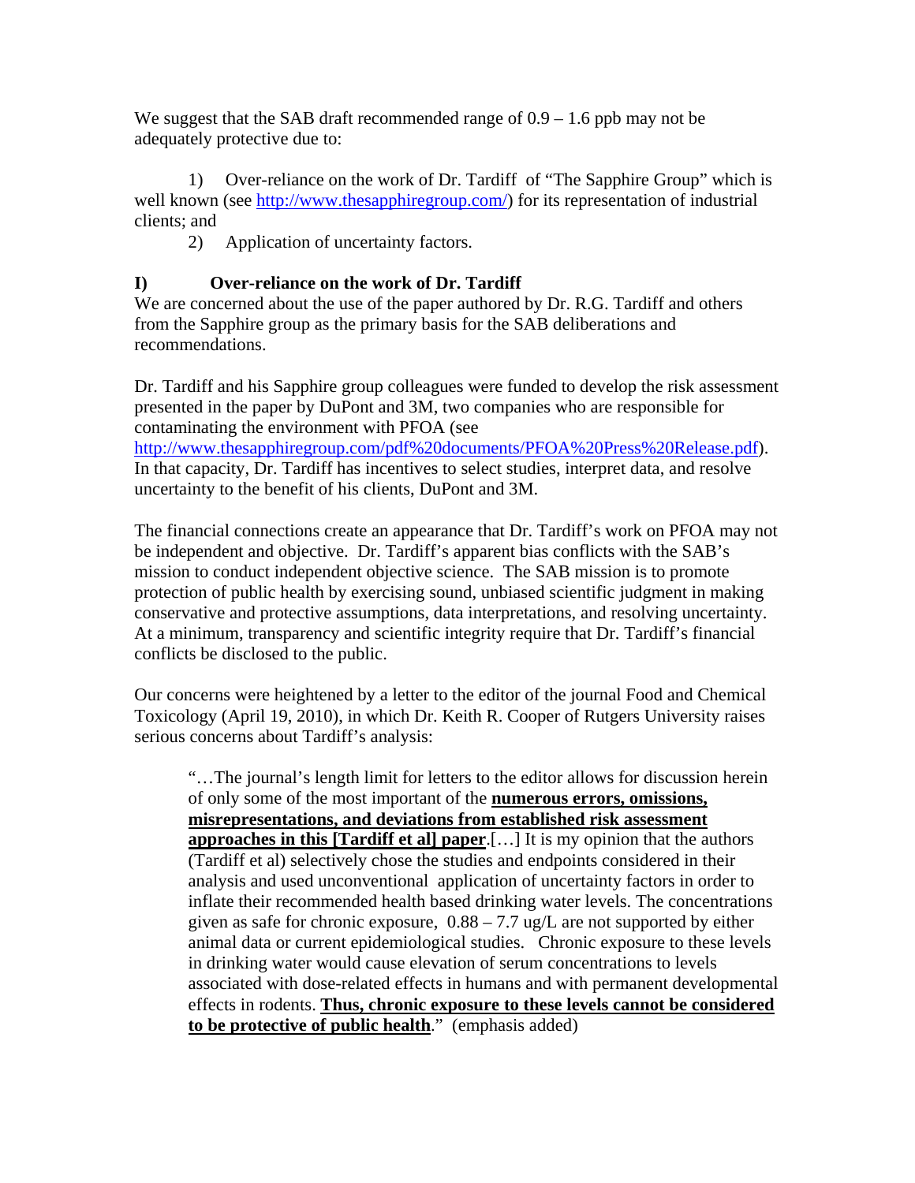We suggest that the SAB draft recommended range of 0.9 – 1.6 ppb may not be adequately protective due to:

1) Over-reliance on the work of Dr. Tardiff of "The Sapphire Group" which is well known (see http://www.thesapphiregroup.com/) for its representation of industrial clients; and
2) Application of uncertainty factors.

## I) Over-reliance on the work of Dr. Tardiff

We are concerned about the use of the paper authored by Dr. R.G. Tardiff and others from the Sapphire group as the primary basis for the SAB deliberations and recommendations.

Dr. Tardiff and his Sapphire group colleagues were funded to develop the risk assessment presented in the paper by DuPont and 3M, two companies who are responsible for contaminating the environment with PFOA (see http://www.thesapphiregroup.com/pdf%20documents/PFOA%20Press%20Release.pdf). In that capacity, Dr. Tardiff has incentives to select studies, interpret data, and resolve uncertainty to the benefit of his clients, DuPont and 3M.

The financial connections create an appearance that Dr. Tardiff's work on PFOA may not be independent and objective. Dr. Tardiff's apparent bias conflicts with the SAB's mission to conduct independent objective science. The SAB mission is to promote protection of public health by exercising sound, unbiased scientific judgment in making conservative and protective assumptions, data interpretations, and resolving uncertainty. At a minimum, transparency and scientific integrity require that Dr. Tardiff's financial conflicts be disclosed to the public.

Our concerns were heightened by a letter to the editor of the journal Food and Chemical Toxicology (April 19, 2010), in which Dr. Keith R. Cooper of Rutgers University raises serious concerns about Tardiff's analysis:

> "…The journal's length limit for letters to the editor allows for discussion herein of only some of the most important of the **numerous errors, omissions, misrepresentations, and deviations from established risk assessment approaches in this [Tardiff et al] paper**.[…] It is my opinion that the authors (Tardiff et al) selectively chose the studies and endpoints considered in their analysis and used unconventional application of uncertainty factors in order to inflate their recommended health based drinking water levels. The concentrations given as safe for chronic exposure, 0.88 – 7.7 ug/L are not supported by either animal data or current epidemiological studies. Chronic exposure to these levels in drinking water would cause elevation of serum concentrations to levels associated with dose-related effects in humans and with permanent developmental effects in rodents. **Thus, chronic exposure to these levels cannot be considered to be protective of public health**." (emphasis added)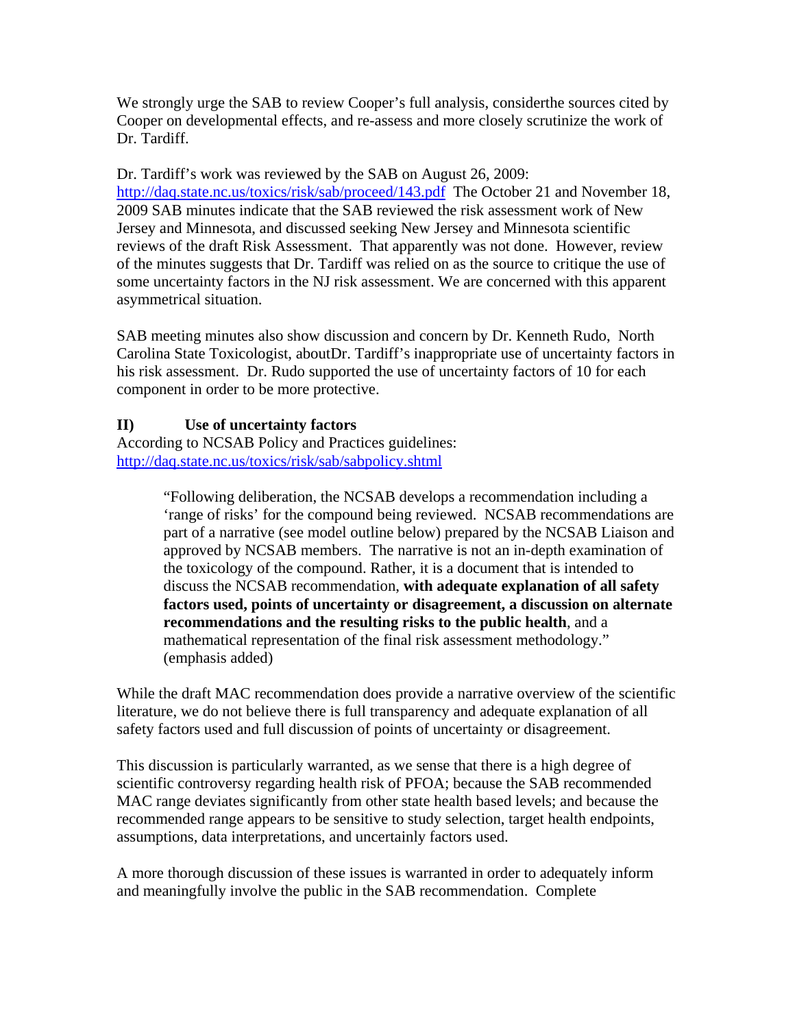We strongly urge the SAB to review Cooper's full analysis, considerthe sources cited by Cooper on developmental effects, and re-assess and more closely scrutinize the work of Dr. Tardiff.

Dr. Tardiff's work was reviewed by the SAB on August 26, 2009: http://daq.state.nc.us/toxics/risk/sab/proceed/143.pdf The October 21 and November 18, 2009 SAB minutes indicate that the SAB reviewed the risk assessment work of New Jersey and Minnesota, and discussed seeking New Jersey and Minnesota scientific reviews of the draft Risk Assessment. That apparently was not done. However, review of the minutes suggests that Dr. Tardiff was relied on as the source to critique the use of some uncertainty factors in the NJ risk assessment. We are concerned with this apparent asymmetrical situation.

SAB meeting minutes also show discussion and concern by Dr. Kenneth Rudo, North Carolina State Toxicologist, aboutDr. Tardiff's inappropriate use of uncertainty factors in his risk assessment. Dr. Rudo supported the use of uncertainty factors of 10 for each component in order to be more protective.

## II) Use of uncertainty factors

According to NCSAB Policy and Practices guidelines: http://daq.state.nc.us/toxics/risk/sab/sabpolicy.shtml

> "Following deliberation, the NCSAB develops a recommendation including a 'range of risks' for the compound being reviewed. NCSAB recommendations are part of a narrative (see model outline below) prepared by the NCSAB Liaison and approved by NCSAB members. The narrative is not an in-depth examination of the toxicology of the compound. Rather, it is a document that is intended to discuss the NCSAB recommendation, **with adequate explanation of all safety factors used, points of uncertainty or disagreement, a discussion on alternate recommendations and the resulting risks to the public health**, and a mathematical representation of the final risk assessment methodology." (emphasis added)

While the draft MAC recommendation does provide a narrative overview of the scientific literature, we do not believe there is full transparency and adequate explanation of all safety factors used and full discussion of points of uncertainty or disagreement.

This discussion is particularly warranted, as we sense that there is a high degree of scientific controversy regarding health risk of PFOA; because the SAB recommended MAC range deviates significantly from other state health based levels; and because the recommended range appears to be sensitive to study selection, target health endpoints, assumptions, data interpretations, and uncertainly factors used.

A more thorough discussion of these issues is warranted in order to adequately inform and meaningfully involve the public in the SAB recommendation. Complete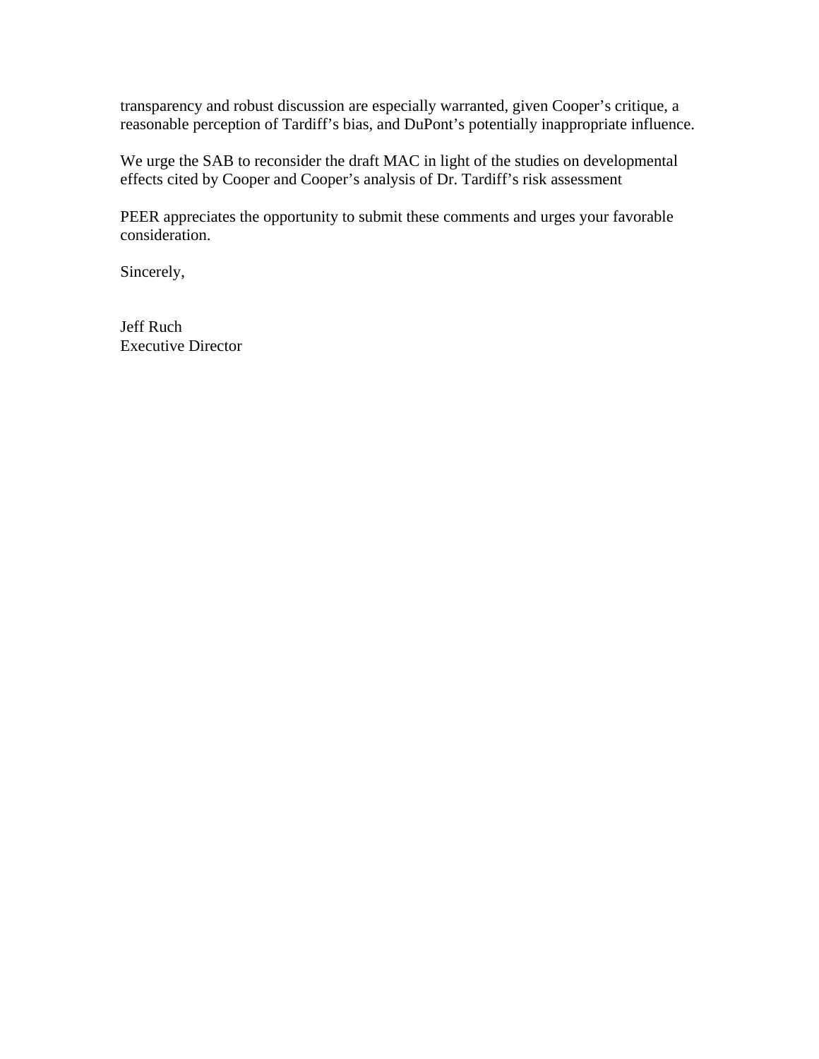transparency and robust discussion are especially warranted, given Cooper's critique, a reasonable perception of Tardiff's bias, and DuPont's potentially inappropriate influence.

We urge the SAB to reconsider the draft MAC in light of the studies on developmental effects cited by Cooper and Cooper's analysis of Dr. Tardiff's risk assessment

PEER appreciates the opportunity to submit these comments and urges your favorable consideration.

Sincerely,

Jeff Ruch  
Executive Director